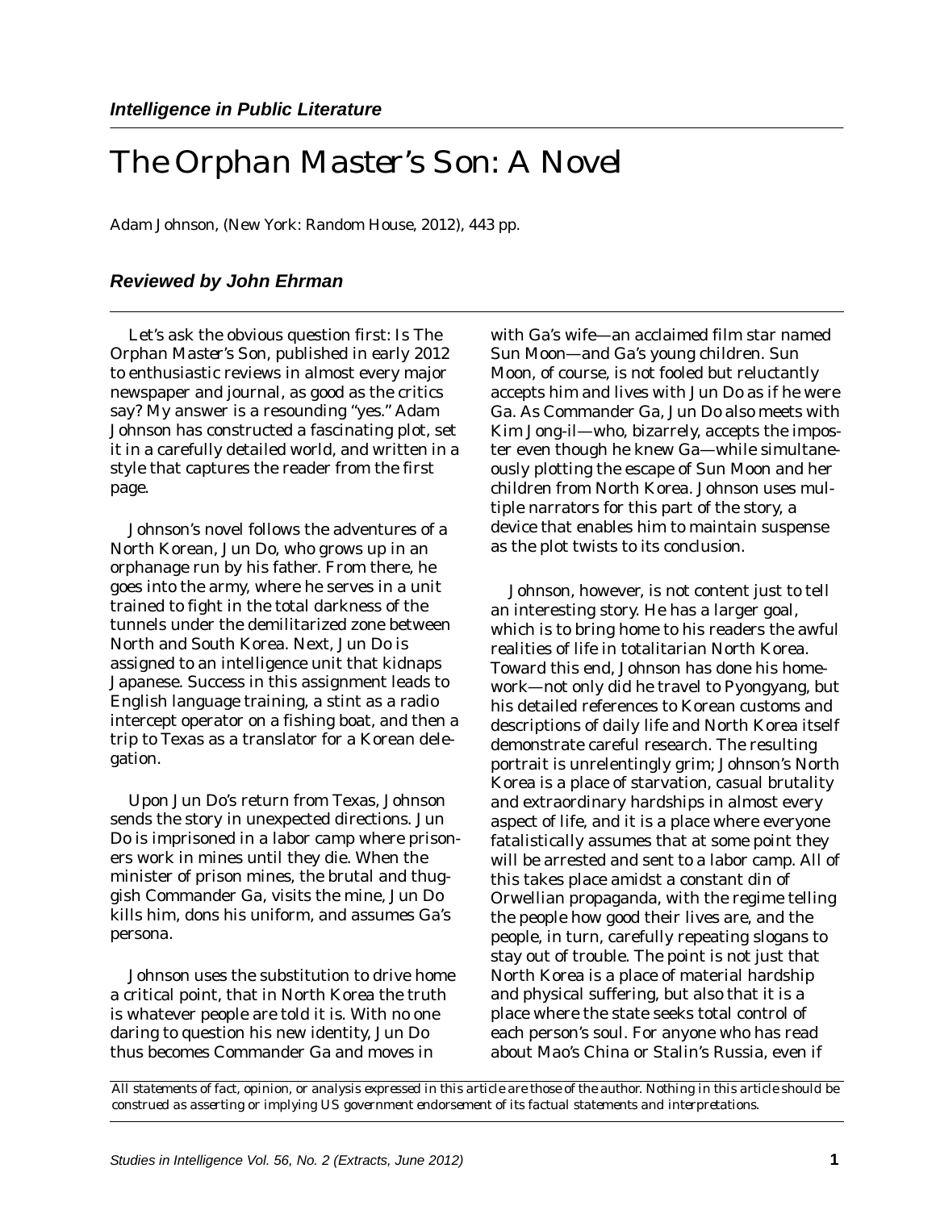*Intelligence in Public Literature*

# The Orphan Master's Son: A Novel

Adam Johnson, (New York: Random House, 2012), 443 pp.

### *Reviewed by John Ehrman*

Let's ask the obvious question first: Is The Orphan Master's Son, published in early 2012 to enthusiastic reviews in almost every major newspaper and journal, as good as the critics say? My answer is a resounding "yes." Adam Johnson has constructed a fascinating plot, set it in a carefully detailed world, and written in a style that captures the reader from the first page.

Johnson's novel follows the adventures of a North Korean, Jun Do, who grows up in an orphanage run by his father. From there, he goes into the army, where he serves in a unit trained to fight in the total darkness of the tunnels under the demilitarized zone between North and South Korea. Next, Jun Do is assigned to an intelligence unit that kidnaps Japanese. Success in this assignment leads to English language training, a stint as a radio intercept operator on a fishing boat, and then a trip to Texas as a translator for a Korean delegation.

Upon Jun Do's return from Texas, Johnson sends the story in unexpected directions. Jun Do is imprisoned in a labor camp where prisoners work in mines until they die. When the minister of prison mines, the brutal and thuggish Commander Ga, visits the mine, Jun Do kills him, dons his uniform, and assumes Ga's persona.

Johnson uses the substitution to drive home a critical point, that in North Korea the truth is whatever people are told it is. With no one daring to question his new identity, Jun Do thus becomes Commander Ga and moves in with Ga's wife—an acclaimed film star named Sun Moon—and Ga's young children. Sun Moon, of course, is not fooled but reluctantly accepts him and lives with Jun Do as if he were Ga. As Commander Ga, Jun Do also meets with Kim Jong-il—who, bizarrely, accepts the imposter even though he knew Ga—while simultaneously plotting the escape of Sun Moon and her children from North Korea. Johnson uses multiple narrators for this part of the story, a device that enables him to maintain suspense as the plot twists to its conclusion.

Johnson, however, is not content just to tell an interesting story. He has a larger goal, which is to bring home to his readers the awful realities of life in totalitarian North Korea. Toward this end, Johnson has done his homework—not only did he travel to Pyongyang, but his detailed references to Korean customs and descriptions of daily life and North Korea itself demonstrate careful research. The resulting portrait is unrelentingly grim; Johnson's North Korea is a place of starvation, casual brutality and extraordinary hardships in almost every aspect of life, and it is a place where everyone fatalistically assumes that at some point they will be arrested and sent to a labor camp. All of this takes place amidst a constant din of Orwellian propaganda, with the regime telling the people how good their lives are, and the people, in turn, carefully repeating slogans to stay out of trouble. The point is not just that North Korea is a place of material hardship and physical suffering, but also that it is a place where the state seeks total control of each person's soul. For anyone who has read about Mao's China or Stalin's Russia, even if

*All statements of fact, opinion, or analysis expressed in this article are those of the author. Nothing in this article should be construed as asserting or implying US government endorsement of its factual statements and interpretations.*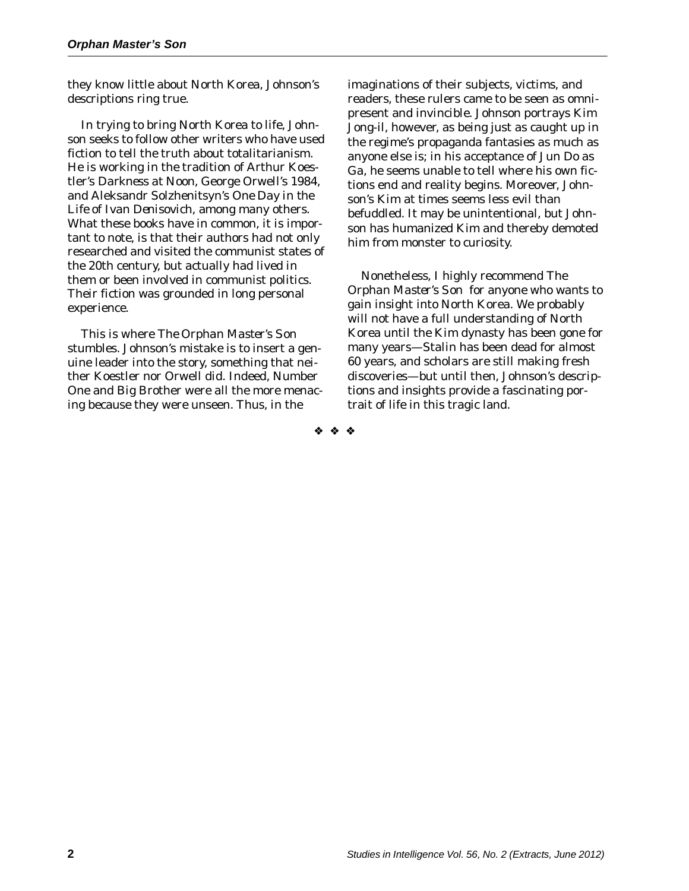they know little about North Korea, Johnson's descriptions ring true.

In trying to bring North Korea to life, Johnson seeks to follow other writers who have used fiction to tell the truth about totalitarianism. He is working in the tradition of Arthur Koestler's *Darkness at Noon*, George Orwell's *1984*, and Aleksandr Solzhenitsyn's *One Day in the Life of Ivan Denisovich*, among many others. What these books have in common, it is important to note, is that their authors had not only researched and visited the communist states of the 20th century, but actually had lived in them or been involved in communist politics. Their fiction was grounded in long personal experience.

This is where *The Orphan Master's Son* stumbles. Johnson's mistake is to insert a genuine leader into the story, something that neither Koestler nor Orwell did. Indeed, Number One and Big Brother were all the more menacing because they were unseen. Thus, in the imaginations of their subjects, victims, and readers, these rulers came to be seen as omnipresent and invincible. Johnson portrays Kim Jong-il, however, as being just as caught up in the regime's propaganda fantasies as much as anyone else is; in his acceptance of Jun Do as Ga, he seems unable to tell where his own fictions end and reality begins. Moreover, Johnson's Kim at times seems less evil than befuddled. It may be unintentional, but Johnson has humanized Kim and thereby demoted him from monster to curiosity.

Nonetheless, I highly recommend *The Orphan Master's Son* for anyone who wants to gain insight into North Korea. We probably will not have a full understanding of North Korea until the Kim dynasty has been gone for many years—Stalin has been dead for almost 60 years, and scholars are still making fresh discoveries—but until then, Johnson's descriptions and insights provide a fascinating portrait of life in this tragic land.

❖ ❖ ❖